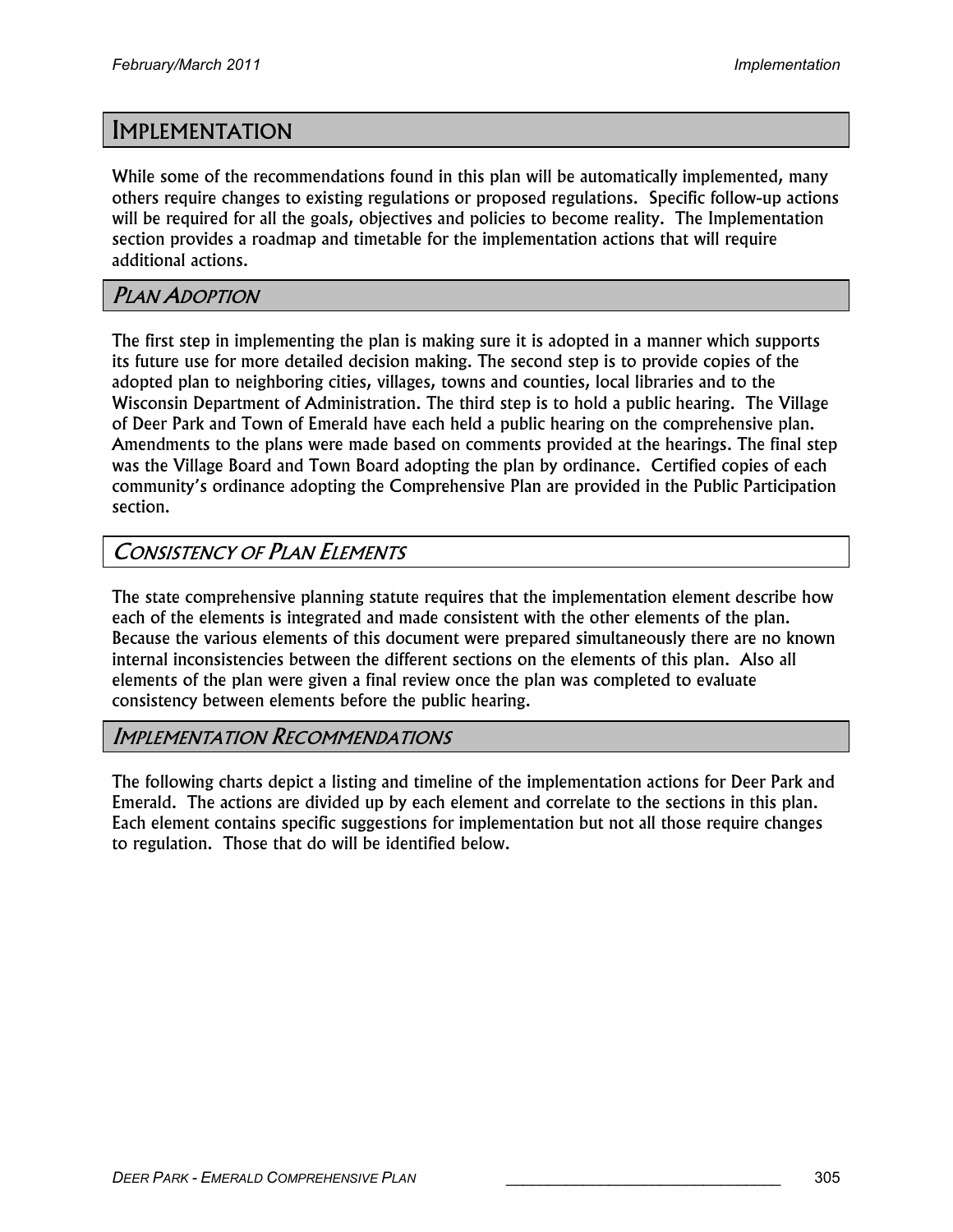# Implementation

While some of the recommendations found in this plan will be automatically implemented, many others require changes to existing regulations or proposed regulations. Specific follow-up actions will be required for all the goals, objectives and policies to become reality. The Implementation section provides a roadmap and timetable for the implementation actions that will require additional actions.

## *Plan Adoption*

The first step in implementing the plan is making sure it is adopted in a manner which supports its future use for more detailed decision making. The second step is to provide copies of the adopted plan to neighboring cities, villages, towns and counties, local libraries and to the Wisconsin Department of Administration. The third step is to hold a public hearing. The Village of Deer Park and Town of Emerald have each held a public hearing on the comprehensive plan. Amendments to the plans were made based on comments provided at the hearings. The final step was the Village Board and Town Board adopting the plan by ordinance. Certified copies of each community's ordinance adopting the Comprehensive Plan are provided in the Public Participation section.

## *Consistency of Plan Elements*

The state comprehensive planning statute requires that the implementation element describe how each of the elements is integrated and made consistent with the other elements of the plan. Because the various elements of this document were prepared simultaneously there are no known internal inconsistencies between the different sections on the elements of this plan. Also all elements of the plan were given a final review once the plan was completed to evaluate consistency between elements before the public hearing.

## *Implementation Recommendations*

The following charts depict a listing and timeline of the implementation actions for Deer Park and Emerald. The actions are divided up by each element and correlate to the sections in this plan. Each element contains specific suggestions for implementation but not all those require changes to regulation. Those that do will be identified below.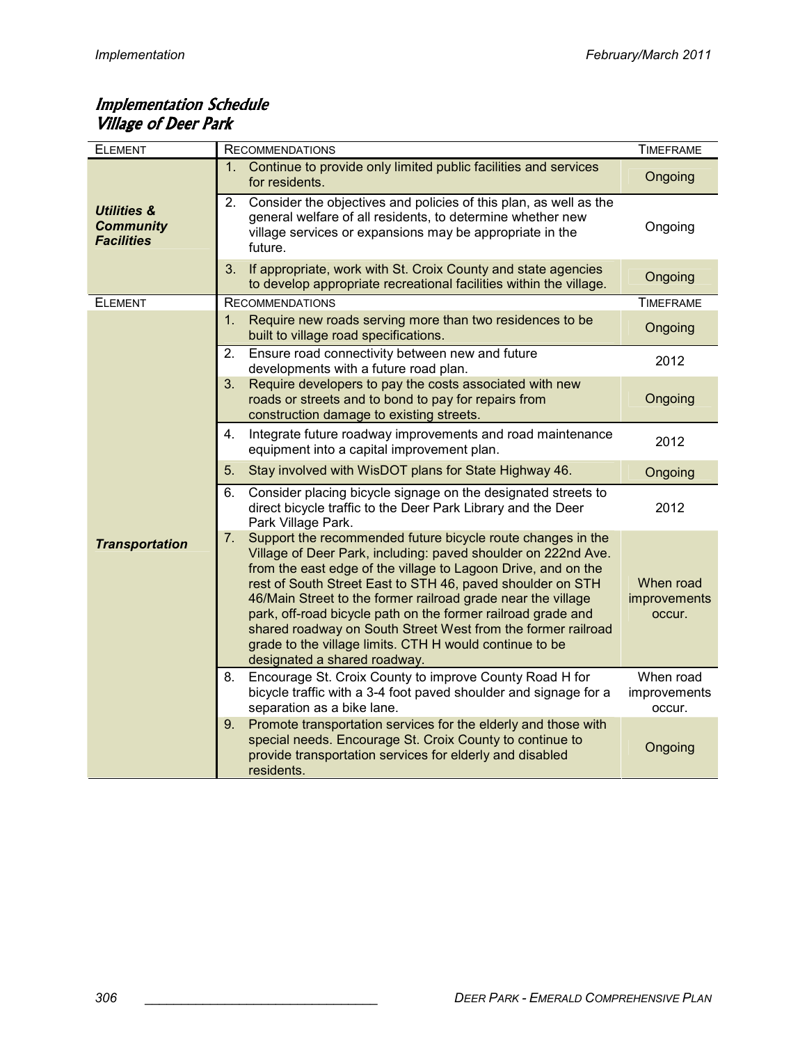## *Implementation Schedule*
## *Village of Deer Park*

| Element | Recommendations | Timeframe |
|---|---|---|
| ***Utilities & Community Facilities*** | 1. Continue to provide only limited public facilities and services for residents. | Ongoing |
| | 2. Consider the objectives and policies of this plan, as well as the general welfare of all residents, to determine whether new village services or expansions may be appropriate in the future. | Ongoing |
| | 3. If appropriate, work with St. Croix County and state agencies to develop appropriate recreational facilities within the village. | Ongoing |

| Element | Recommendations | Timeframe |
|---|---|---|
| ***Transportation*** | 1. Require new roads serving more than two residences to be built to village road specifications. | Ongoing |
| | 2. Ensure road connectivity between new and future developments with a future road plan. | 2012 |
| | 3. Require developers to pay the costs associated with new roads or streets and to bond to pay for repairs from construction damage to existing streets. | Ongoing |
| | 4. Integrate future roadway improvements and road maintenance equipment into a capital improvement plan. | 2012 |
| | 5. Stay involved with WisDOT plans for State Highway 46. | Ongoing |
| | 6. Consider placing bicycle signage on the designated streets to direct bicycle traffic to the Deer Park Library and the Deer Park Village Park. | 2012 |
| | 7. Support the recommended future bicycle route changes in the Village of Deer Park, including: paved shoulder on 222nd Ave. from the east edge of the village to Lagoon Drive, and on the rest of South Street East to STH 46, paved shoulder on STH 46/Main Street to the former railroad grade near the village park, off-road bicycle path on the former railroad grade and shared roadway on South Street West from the former railroad grade to the village limits. CTH H would continue to be designated a shared roadway. | When road improvements occur. |
| | 8. Encourage St. Croix County to improve County Road H for bicycle traffic with a 3-4 foot paved shoulder and signage for a separation as a bike lane. | When road improvements occur. |
| | 9. Promote transportation services for the elderly and those with special needs. Encourage St. Croix County to continue to provide transportation services for elderly and disabled residents. | Ongoing |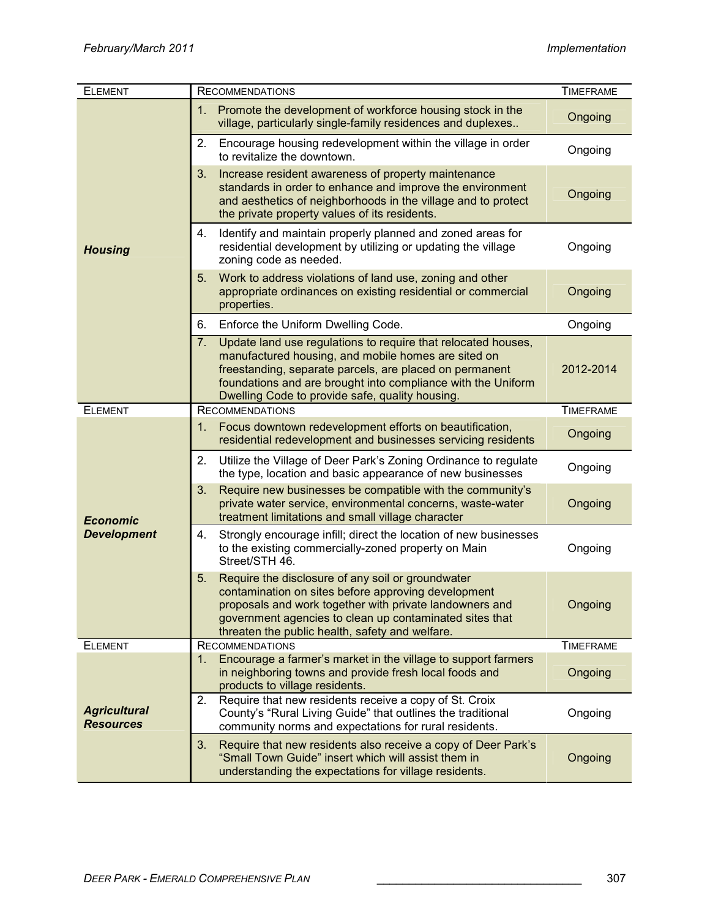| ELEMENT | RECOMMENDATIONS | TIMEFRAME |
|---|---|---|
| ***Housing*** | 1. Promote the development of workforce housing stock in the village, particularly single-family residences and duplexes.. | Ongoing |
| | 2. Encourage housing redevelopment within the village in order to revitalize the downtown. | Ongoing |
| | 3. Increase resident awareness of property maintenance standards in order to enhance and improve the environment and aesthetics of neighborhoods in the village and to protect the private property values of its residents. | Ongoing |
| | 4. Identify and maintain properly planned and zoned areas for residential development by utilizing or updating the village zoning code as needed. | Ongoing |
| | 5. Work to address violations of land use, zoning and other appropriate ordinances on existing residential or commercial properties. | Ongoing |
| | 6. Enforce the Uniform Dwelling Code. | Ongoing |
| | 7. Update land use regulations to require that relocated houses, manufactured housing, and mobile homes are sited on freestanding, separate parcels, are placed on permanent foundations and are brought into compliance with the Uniform Dwelling Code to provide safe, quality housing. | 2012-2014 |
| ELEMENT | RECOMMENDATIONS | TIMEFRAME |
| ***Economic Development*** | 1. Focus downtown redevelopment efforts on beautification, residential redevelopment and businesses servicing residents | Ongoing |
| | 2. Utilize the Village of Deer Park's Zoning Ordinance to regulate the type, location and basic appearance of new businesses | Ongoing |
| | 3. Require new businesses be compatible with the community's private water service, environmental concerns, waste-water treatment limitations and small village character | Ongoing |
| | 4. Strongly encourage infill; direct the location of new businesses to the existing commercially-zoned property on Main Street/STH 46. | Ongoing |
| | 5. Require the disclosure of any soil or groundwater contamination on sites before approving development proposals and work together with private landowners and government agencies to clean up contaminated sites that threaten the public health, safety and welfare. | Ongoing |
| ELEMENT | RECOMMENDATIONS | TIMEFRAME |
| ***Agricultural Resources*** | 1. Encourage a farmer's market in the village to support farmers in neighboring towns and provide fresh local foods and products to village residents. | Ongoing |
| | 2. Require that new residents receive a copy of St. Croix County's "Rural Living Guide" that outlines the traditional community norms and expectations for rural residents. | Ongoing |
| | 3. Require that new residents also receive a copy of Deer Park's "Small Town Guide" insert which will assist them in understanding the expectations for village residents. | Ongoing |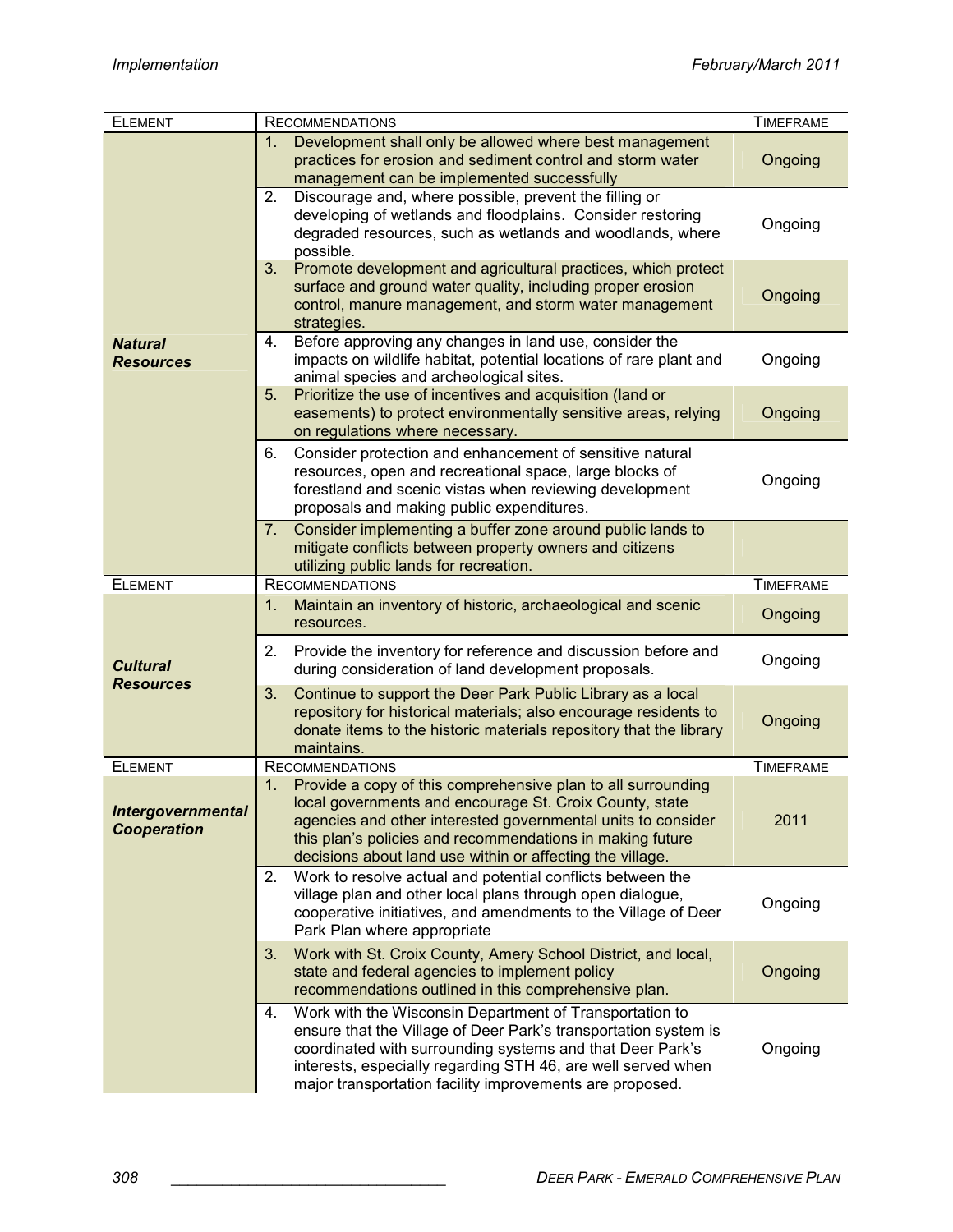| Element | Recommendations | Timeframe |
|---|---|---|
| ***Natural Resources*** | 1. Development shall only be allowed where best management practices for erosion and sediment control and storm water management can be implemented successfully | Ongoing |
| | 2. Discourage and, where possible, prevent the filling or developing of wetlands and floodplains. Consider restoring degraded resources, such as wetlands and woodlands, where possible. | Ongoing |
| | 3. Promote development and agricultural practices, which protect surface and ground water quality, including proper erosion control, manure management, and storm water management strategies. | Ongoing |
| | 4. Before approving any changes in land use, consider the impacts on wildlife habitat, potential locations of rare plant and animal species and archeological sites. | Ongoing |
| | 5. Prioritize the use of incentives and acquisition (land or easements) to protect environmentally sensitive areas, relying on regulations where necessary. | Ongoing |
| | 6. Consider protection and enhancement of sensitive natural resources, open and recreational space, large blocks of forestland and scenic vistas when reviewing development proposals and making public expenditures. | Ongoing |
| | 7. Consider implementing a buffer zone around public lands to mitigate conflicts between property owners and citizens utilizing public lands for recreation. | |

| Element | Recommendations | Timeframe |
|---|---|---|
| ***Cultural Resources*** | 1. Maintain an inventory of historic, archaeological and scenic resources. | Ongoing |
| | 2. Provide the inventory for reference and discussion before and during consideration of land development proposals. | Ongoing |
| | 3. Continue to support the Deer Park Public Library as a local repository for historical materials; also encourage residents to donate items to the historic materials repository that the library maintains. | Ongoing |

| Element | Recommendations | Timeframe |
|---|---|---|
| ***Intergovernmental Cooperation*** | 1. Provide a copy of this comprehensive plan to all surrounding local governments and encourage St. Croix County, state agencies and other interested governmental units to consider this plan's policies and recommendations in making future decisions about land use within or affecting the village. | 2011 |
| | 2. Work to resolve actual and potential conflicts between the village plan and other local plans through open dialogue, cooperative initiatives, and amendments to the Village of Deer Park Plan where appropriate | Ongoing |
| | 3. Work with St. Croix County, Amery School District, and local, state and federal agencies to implement policy recommendations outlined in this comprehensive plan. | Ongoing |
| | 4. Work with the Wisconsin Department of Transportation to ensure that the Village of Deer Park's transportation system is coordinated with surrounding systems and that Deer Park's interests, especially regarding STH 46, are well served when major transportation facility improvements are proposed. | Ongoing |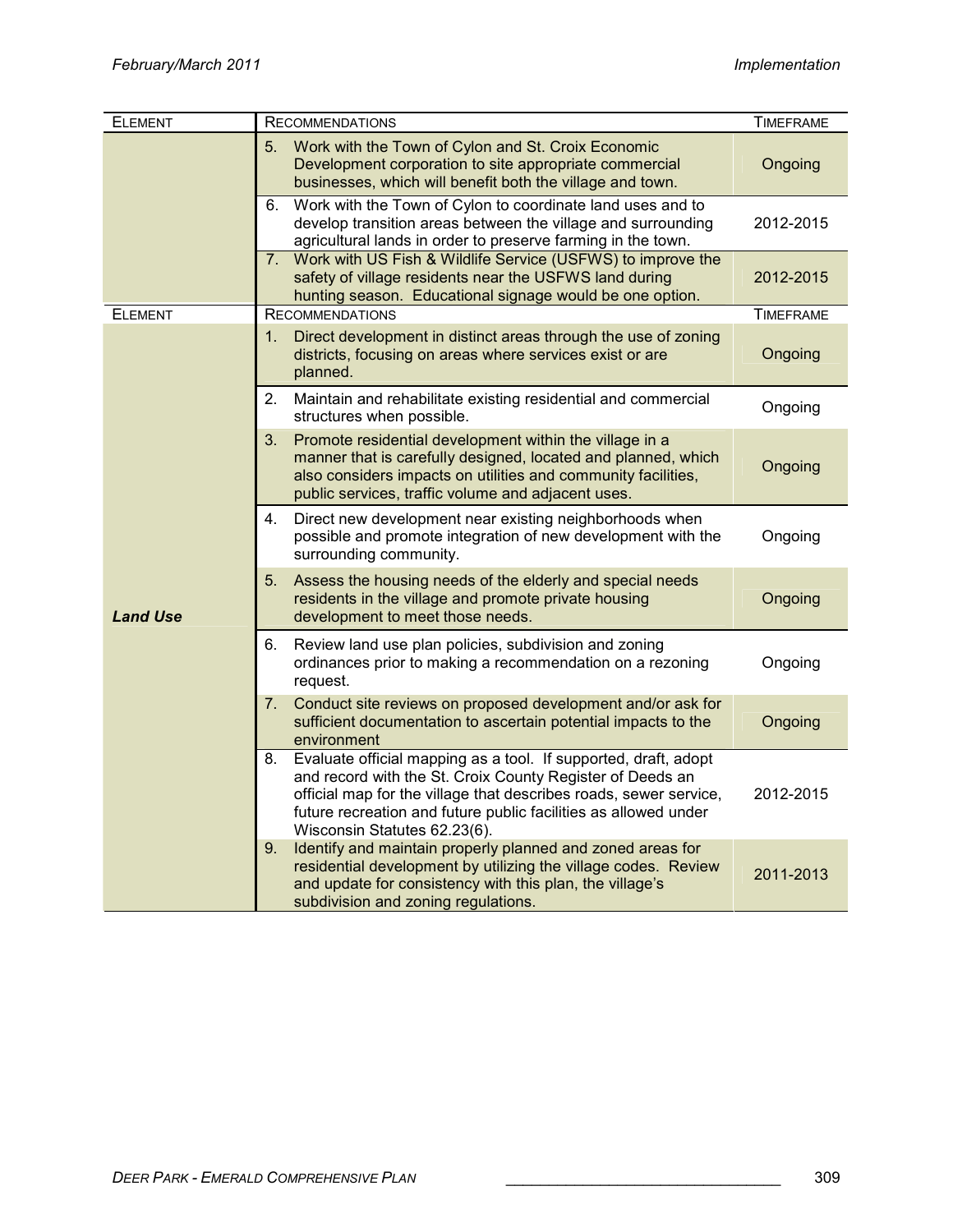| Element | Recommendations | Timeframe |
|---|---|---|
| | 5. Work with the Town of Cylon and St. Croix Economic Development corporation to site appropriate commercial businesses, which will benefit both the village and town. | Ongoing |
| | 6. Work with the Town of Cylon to coordinate land uses and to develop transition areas between the village and surrounding agricultural lands in order to preserve farming in the town. | 2012-2015 |
| | 7. Work with US Fish & Wildlife Service (USFWS) to improve the safety of village residents near the USFWS land during hunting season. Educational signage would be one option. | 2012-2015 |

| Element | Recommendations | Timeframe |
|---|---|---|
| ***Land Use*** | 1. Direct development in distinct areas through the use of zoning districts, focusing on areas where services exist or are planned. | Ongoing |
| | 2. Maintain and rehabilitate existing residential and commercial structures when possible. | Ongoing |
| | 3. Promote residential development within the village in a manner that is carefully designed, located and planned, which also considers impacts on utilities and community facilities, public services, traffic volume and adjacent uses. | Ongoing |
| | 4. Direct new development near existing neighborhoods when possible and promote integration of new development with the surrounding community. | Ongoing |
| | 5. Assess the housing needs of the elderly and special needs residents in the village and promote private housing development to meet those needs. | Ongoing |
| | 6. Review land use plan policies, subdivision and zoning ordinances prior to making a recommendation on a rezoning request. | Ongoing |
| | 7. Conduct site reviews on proposed development and/or ask for sufficient documentation to ascertain potential impacts to the environment | Ongoing |
| | 8. Evaluate official mapping as a tool. If supported, draft, adopt and record with the St. Croix County Register of Deeds an official map for the village that describes roads, sewer service, future recreation and future public facilities as allowed under Wisconsin Statutes 62.23(6). | 2012-2015 |
| | 9. Identify and maintain properly planned and zoned areas for residential development by utilizing the village codes. Review and update for consistency with this plan, the village's subdivision and zoning regulations. | 2011-2013 |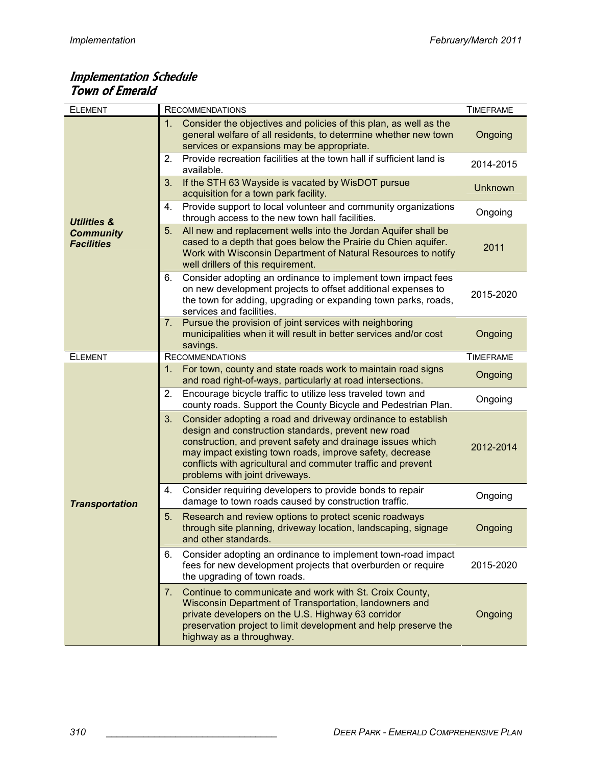## Implementation Schedule
## Town of Emerald

| ELEMENT | RECOMMENDATIONS | TIMEFRAME |
|---|---|---|
| **Utilities & Community Facilities** | 1. Consider the objectives and policies of this plan, as well as the general welfare of all residents, to determine whether new town services or expansions may be appropriate. | Ongoing |
| | 2. Provide recreation facilities at the town hall if sufficient land is available. | 2014-2015 |
| | 3. If the STH 63 Wayside is vacated by WisDOT pursue acquisition for a town park facility. | Unknown |
| | 4. Provide support to local volunteer and community organizations through access to the new town hall facilities. | Ongoing |
| | 5. All new and replacement wells into the Jordan Aquifer shall be cased to a depth that goes below the Prairie du Chien aquifer. Work with Wisconsin Department of Natural Resources to notify well drillers of this requirement. | 2011 |
| | 6. Consider adopting an ordinance to implement town impact fees on new development projects to offset additional expenses to the town for adding, upgrading or expanding town parks, roads, services and facilities. | 2015-2020 |
| | 7. Pursue the provision of joint services with neighboring municipalities when it will result in better services and/or cost savings. | Ongoing |

| ELEMENT | RECOMMENDATIONS | TIMEFRAME |
|---|---|---|
| **Transportation** | 1. For town, county and state roads work to maintain road signs and road right-of-ways, particularly at road intersections. | Ongoing |
| | 2. Encourage bicycle traffic to utilize less traveled town and county roads. Support the County Bicycle and Pedestrian Plan. | Ongoing |
| | 3. Consider adopting a road and driveway ordinance to establish design and construction standards, prevent new road construction, and prevent safety and drainage issues which may impact existing town roads, improve safety, decrease conflicts with agricultural and commuter traffic and prevent problems with joint driveways. | 2012-2014 |
| | 4. Consider requiring developers to provide bonds to repair damage to town roads caused by construction traffic. | Ongoing |
| | 5. Research and review options to protect scenic roadways through site planning, driveway location, landscaping, signage and other standards. | Ongoing |
| | 6. Consider adopting an ordinance to implement town-road impact fees for new development projects that overburden or require the upgrading of town roads. | 2015-2020 |
| | 7. Continue to communicate and work with St. Croix County, Wisconsin Department of Transportation, landowners and private developers on the U.S. Highway 63 corridor preservation project to limit development and help preserve the highway as a throughway. | Ongoing |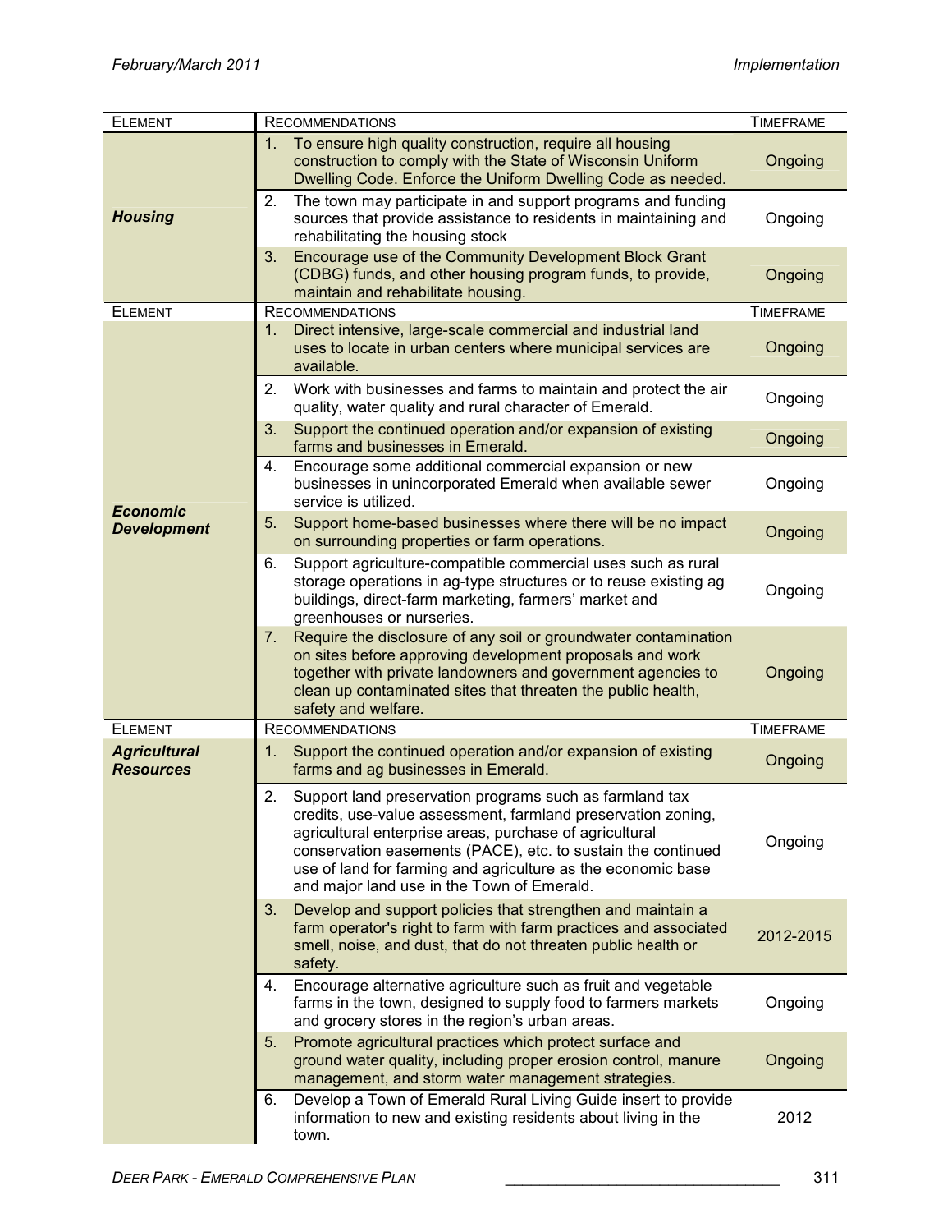| ELEMENT | RECOMMENDATIONS | TIMEFRAME |
|---|---|---|
| ***Housing*** | 1. To ensure high quality construction, require all housing construction to comply with the State of Wisconsin Uniform Dwelling Code. Enforce the Uniform Dwelling Code as needed. | Ongoing |
| | 2. The town may participate in and support programs and funding sources that provide assistance to residents in maintaining and rehabilitating the housing stock | Ongoing |
| | 3. Encourage use of the Community Development Block Grant (CDBG) funds, and other housing program funds, to provide, maintain and rehabilitate housing. | Ongoing |
| ELEMENT | RECOMMENDATIONS | TIMEFRAME |
| ***Economic Development*** | 1. Direct intensive, large-scale commercial and industrial land uses to locate in urban centers where municipal services are available. | Ongoing |
| | 2. Work with businesses and farms to maintain and protect the air quality, water quality and rural character of Emerald. | Ongoing |
| | 3. Support the continued operation and/or expansion of existing farms and businesses in Emerald. | Ongoing |
| | 4. Encourage some additional commercial expansion or new businesses in unincorporated Emerald when available sewer service is utilized. | Ongoing |
| | 5. Support home-based businesses where there will be no impact on surrounding properties or farm operations. | Ongoing |
| | 6. Support agriculture-compatible commercial uses such as rural storage operations in ag-type structures or to reuse existing ag buildings, direct-farm marketing, farmers' market and greenhouses or nurseries. | Ongoing |
| | 7. Require the disclosure of any soil or groundwater contamination on sites before approving development proposals and work together with private landowners and government agencies to clean up contaminated sites that threaten the public health, safety and welfare. | Ongoing |
| ELEMENT | RECOMMENDATIONS | TIMEFRAME |
| ***Agricultural Resources*** | 1. Support the continued operation and/or expansion of existing farms and ag businesses in Emerald. | Ongoing |
| | 2. Support land preservation programs such as farmland tax credits, use-value assessment, farmland preservation zoning, agricultural enterprise areas, purchase of agricultural conservation easements (PACE), etc. to sustain the continued use of land for farming and agriculture as the economic base and major land use in the Town of Emerald. | Ongoing |
| | 3. Develop and support policies that strengthen and maintain a farm operator's right to farm with farm practices and associated smell, noise, and dust, that do not threaten public health or safety. | 2012-2015 |
| | 4. Encourage alternative agriculture such as fruit and vegetable farms in the town, designed to supply food to farmers markets and grocery stores in the region's urban areas. | Ongoing |
| | 5. Promote agricultural practices which protect surface and ground water quality, including proper erosion control, manure management, and storm water management strategies. | Ongoing |
| | 6. Develop a Town of Emerald Rural Living Guide insert to provide information to new and existing residents about living in the town. | 2012 |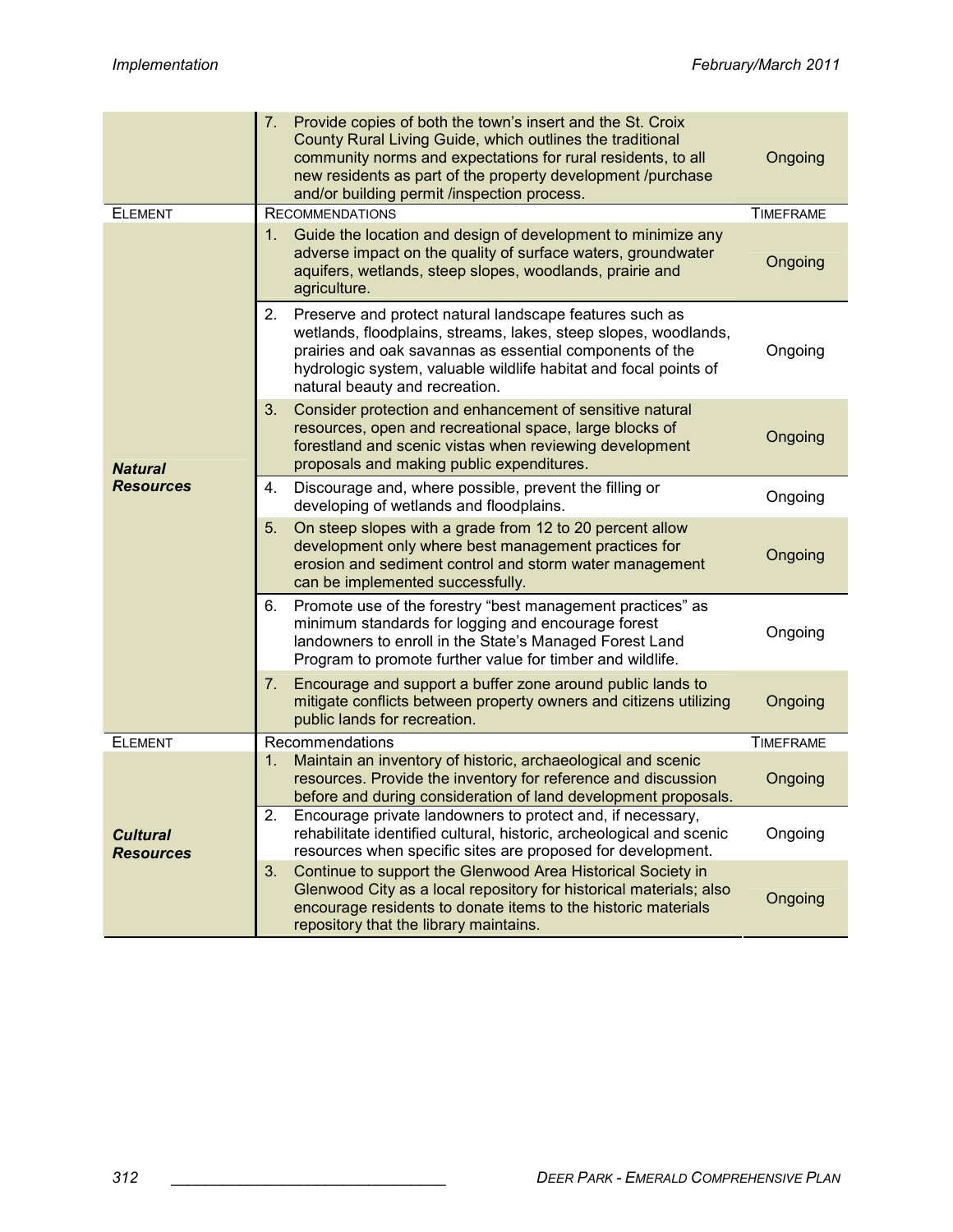| | | |
|---|---|---|
| | 7. Provide copies of both the town's insert and the St. Croix County Rural Living Guide, which outlines the traditional community norms and expectations for rural residents, to all new residents as part of the property development /purchase and/or building permit /inspection process. | Ongoing |

| ELEMENT | RECOMMENDATIONS | TIMEFRAME |
|---|---|---|
| ***Natural Resources*** | 1. Guide the location and design of development to minimize any adverse impact on the quality of surface waters, groundwater aquifers, wetlands, steep slopes, woodlands, prairie and agriculture. | Ongoing |
| | 2. Preserve and protect natural landscape features such as wetlands, floodplains, streams, lakes, steep slopes, woodlands, prairies and oak savannas as essential components of the hydrologic system, valuable wildlife habitat and focal points of natural beauty and recreation. | Ongoing |
| | 3. Consider protection and enhancement of sensitive natural resources, open and recreational space, large blocks of forestland and scenic vistas when reviewing development proposals and making public expenditures. | Ongoing |
| | 4. Discourage and, where possible, prevent the filling or developing of wetlands and floodplains. | Ongoing |
| | 5. On steep slopes with a grade from 12 to 20 percent allow development only where best management practices for erosion and sediment control and storm water management can be implemented successfully. | Ongoing |
| | 6. Promote use of the forestry "best management practices" as minimum standards for logging and encourage forest landowners to enroll in the State's Managed Forest Land Program to promote further value for timber and wildlife. | Ongoing |
| | 7. Encourage and support a buffer zone around public lands to mitigate conflicts between property owners and citizens utilizing public lands for recreation. | Ongoing |

| ELEMENT | Recommendations | TIMEFRAME |
|---|---|---|
| ***Cultural Resources*** | 1. Maintain an inventory of historic, archaeological and scenic resources. Provide the inventory for reference and discussion before and during consideration of land development proposals. | Ongoing |
| | 2. Encourage private landowners to protect and, if necessary, rehabilitate identified cultural, historic, archeological and scenic resources when specific sites are proposed for development. | Ongoing |
| | 3. Continue to support the Glenwood Area Historical Society in Glenwood City as a local repository for historical materials; also encourage residents to donate items to the historic materials repository that the library maintains. | Ongoing |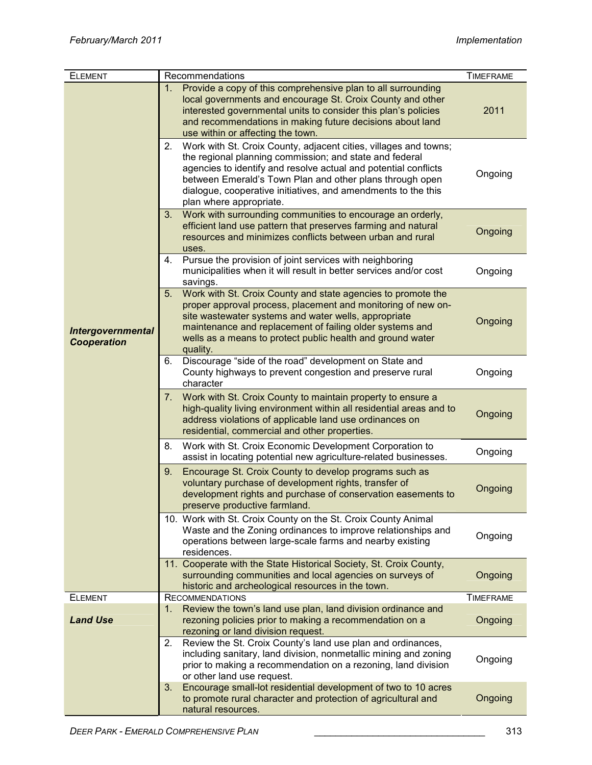| ELEMENT | Recommendations | TIMEFRAME |
|---|---|---|
| ***Intergovernmental Cooperation*** | 1. Provide a copy of this comprehensive plan to all surrounding local governments and encourage St. Croix County and other interested governmental units to consider this plan's policies and recommendations in making future decisions about land use within or affecting the town. | 2011 |
| | 2. Work with St. Croix County, adjacent cities, villages and towns; the regional planning commission; and state and federal agencies to identify and resolve actual and potential conflicts between Emerald's Town Plan and other plans through open dialogue, cooperative initiatives, and amendments to the this plan where appropriate. | Ongoing |
| | 3. Work with surrounding communities to encourage an orderly, efficient land use pattern that preserves farming and natural resources and minimizes conflicts between urban and rural uses. | Ongoing |
| | 4. Pursue the provision of joint services with neighboring municipalities when it will result in better services and/or cost savings. | Ongoing |
| | 5. Work with St. Croix County and state agencies to promote the proper approval process, placement and monitoring of new on-site wastewater systems and water wells, appropriate maintenance and replacement of failing older systems and wells as a means to protect public health and ground water quality. | Ongoing |
| | 6. Discourage "side of the road" development on State and County highways to prevent congestion and preserve rural character | Ongoing |
| | 7. Work with St. Croix County to maintain property to ensure a high-quality living environment within all residential areas and to address violations of applicable land use ordinances on residential, commercial and other properties. | Ongoing |
| | 8. Work with St. Croix Economic Development Corporation to assist in locating potential new agriculture-related businesses. | Ongoing |
| | 9. Encourage St. Croix County to develop programs such as voluntary purchase of development rights, transfer of development rights and purchase of conservation easements to preserve productive farmland. | Ongoing |
| | 10. Work with St. Croix County on the St. Croix County Animal Waste and the Zoning ordinances to improve relationships and operations between large-scale farms and nearby existing residences. | Ongoing |
| | 11. Cooperate with the State Historical Society, St. Croix County, surrounding communities and local agencies on surveys of historic and archeological resources in the town. | Ongoing |
| ELEMENT | RECOMMENDATIONS | TIMEFRAME |
| ***Land Use*** | 1. Review the town's land use plan, land division ordinance and rezoning policies prior to making a recommendation on a rezoning or land division request. | Ongoing |
| | 2. Review the St. Croix County's land use plan and ordinances, including sanitary, land division, nonmetallic mining and zoning prior to making a recommendation on a rezoning, land division or other land use request. | Ongoing |
| | 3. Encourage small-lot residential development of two to 10 acres to promote rural character and protection of agricultural and natural resources. | Ongoing |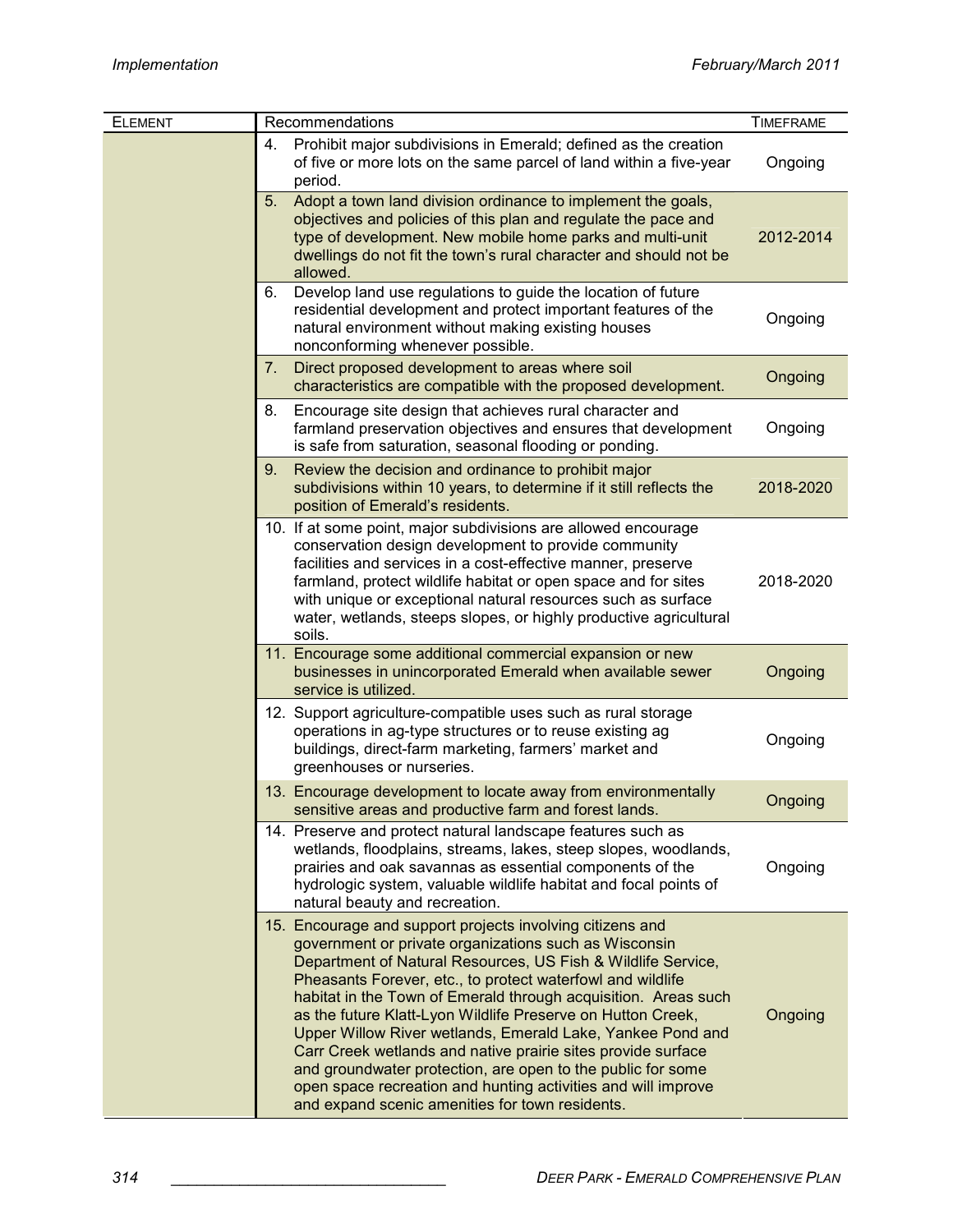| ELEMENT | Recommendations | TIMEFRAME |
|---|---|---|
| | 4. Prohibit major subdivisions in Emerald; defined as the creation of five or more lots on the same parcel of land within a five-year period. | Ongoing |
| | 5. Adopt a town land division ordinance to implement the goals, objectives and policies of this plan and regulate the pace and type of development. New mobile home parks and multi-unit dwellings do not fit the town's rural character and should not be allowed. | 2012-2014 |
| | 6. Develop land use regulations to guide the location of future residential development and protect important features of the natural environment without making existing houses nonconforming whenever possible. | Ongoing |
| | 7. Direct proposed development to areas where soil characteristics are compatible with the proposed development. | Ongoing |
| | 8. Encourage site design that achieves rural character and farmland preservation objectives and ensures that development is safe from saturation, seasonal flooding or ponding. | Ongoing |
| | 9. Review the decision and ordinance to prohibit major subdivisions within 10 years, to determine if it still reflects the position of Emerald's residents. | 2018-2020 |
| | 10. If at some point, major subdivisions are allowed encourage conservation design development to provide community facilities and services in a cost-effective manner, preserve farmland, protect wildlife habitat or open space and for sites with unique or exceptional natural resources such as surface water, wetlands, steeps slopes, or highly productive agricultural soils. | 2018-2020 |
| | 11. Encourage some additional commercial expansion or new businesses in unincorporated Emerald when available sewer service is utilized. | Ongoing |
| | 12. Support agriculture-compatible uses such as rural storage operations in ag-type structures or to reuse existing ag buildings, direct-farm marketing, farmers' market and greenhouses or nurseries. | Ongoing |
| | 13. Encourage development to locate away from environmentally sensitive areas and productive farm and forest lands. | Ongoing |
| | 14. Preserve and protect natural landscape features such as wetlands, floodplains, streams, lakes, steep slopes, woodlands, prairies and oak savannas as essential components of the hydrologic system, valuable wildlife habitat and focal points of natural beauty and recreation. | Ongoing |
| | 15. Encourage and support projects involving citizens and government or private organizations such as Wisconsin Department of Natural Resources, US Fish & Wildlife Service, Pheasants Forever, etc., to protect waterfowl and wildlife habitat in the Town of Emerald through acquisition. Areas such as the future Klatt-Lyon Wildlife Preserve on Hutton Creek, Upper Willow River wetlands, Emerald Lake, Yankee Pond and Carr Creek wetlands and native prairie sites provide surface and groundwater protection, are open to the public for some open space recreation and hunting activities and will improve and expand scenic amenities for town residents. | Ongoing |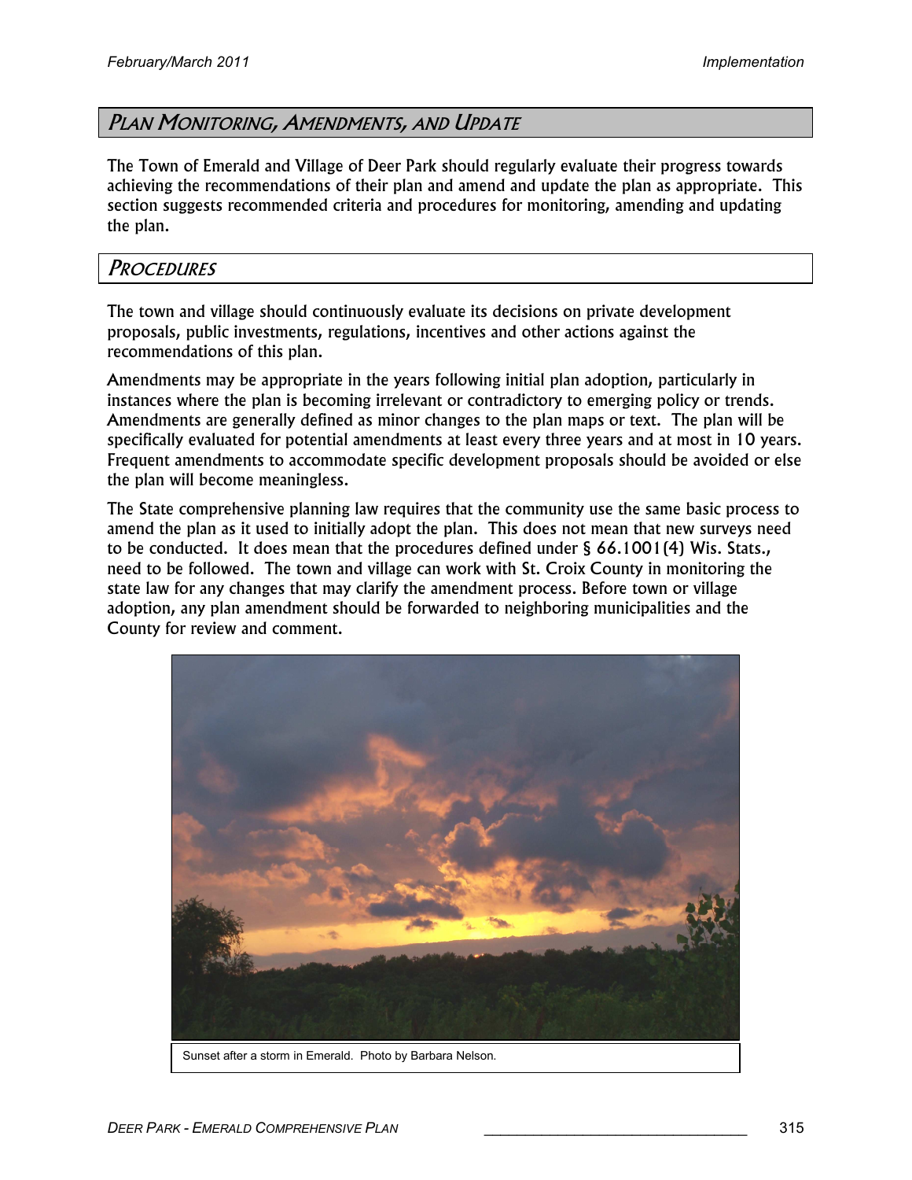## Plan Monitoring, Amendments, and Update

The Town of Emerald and Village of Deer Park should regularly evaluate their progress towards achieving the recommendations of their plan and amend and update the plan as appropriate. This section suggests recommended criteria and procedures for monitoring, amending and updating the plan.

## Procedures

The town and village should continuously evaluate its decisions on private development proposals, public investments, regulations, incentives and other actions against the recommendations of this plan.

Amendments may be appropriate in the years following initial plan adoption, particularly in instances where the plan is becoming irrelevant or contradictory to emerging policy or trends. Amendments are generally defined as minor changes to the plan maps or text. The plan will be specifically evaluated for potential amendments at least every three years and at most in 10 years. Frequent amendments to accommodate specific development proposals should be avoided or else the plan will become meaningless.

The State comprehensive planning law requires that the community use the same basic process to amend the plan as it used to initially adopt the plan. This does not mean that new surveys need to be conducted. It does mean that the procedures defined under § 66.1001(4) Wis. Stats., need to be followed. The town and village can work with St. Croix County in monitoring the state law for any changes that may clarify the amendment process. Before town or village adoption, any plan amendment should be forwarded to neighboring municipalities and the County for review and comment.

Sunset after a storm in Emerald. Photo by Barbara Nelson.